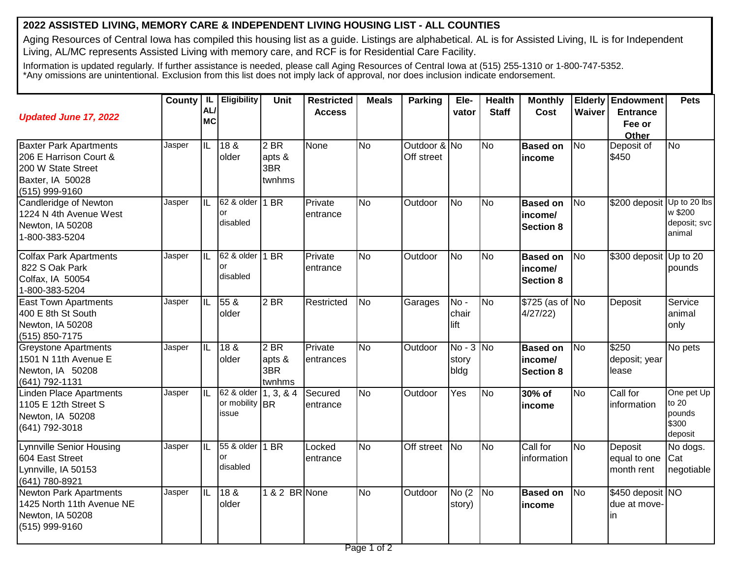# 2022 ASSISTED LIVING, MEMORY CARE & INDEPENDENT LIVING HOUSING LIST - ALL COUNTIES

Aging Resources of Central Iowa has compiled this housing list as a guide. Listings are alphabetical. AL is for Assisted Living, IL is for Independent Living, AL/MC represents Assisted Living with memory care, and RCF is for Residential Care Facility.

Information is updated regularly. If further assistance is needed, please call Aging Resources of Central Iowa at (515) 255-1310 or 1-800-747-5352.
*Any omissions are unintentional. Exclusion from this list does not imply lack of approval, nor does inclusion indicate endorsement.

| ***Updated June 17, 2022*** | County | IL AL/ MC | Eligibility | Unit | Restricted Access | Meals | Parking | Ele-vator | Health Staff | Monthly Cost | Elderly Waiver | Endowment Entrance Fee or Other | Pets |
|---|---|---|---|---|---|---|---|---|---|---|---|---|---|
| Baxter Park Apartments<br>206 E Harrison Court &<br>200 W State Street<br>Baxter, IA 50028<br>(515) 999-9160 | Jasper | IL | 18 & older | 2 BR apts & 3BR twnhms | None | No | Outdoor & Off street | No | No | **Based on income** | No | Deposit of $450 | No |
| Candleridge of Newton<br>1224 N 4th Avenue West<br>Newton, IA 50208<br>1-800-383-5204 | Jasper | IL | 62 & older or disabled | 1 BR | Private entrance | No | Outdoor | No | No | **Based on income/ Section 8** | No | $200 deposit | Up to 20 lbs w $200 deposit; svc animal |
| Colfax Park Apartments<br>822 S Oak Park<br>Colfax, IA 50054<br>1-800-383-5204 | Jasper | IL | 62 & older or disabled | 1 BR | Private entrance | No | Outdoor | No | No | **Based on income/ Section 8** | No | $300 deposit | Up to 20 pounds |
| East Town Apartments<br>400 E 8th St South<br>Newton, IA 50208<br>(515) 850-7175 | Jasper | IL | 55 & older | 2 BR | Restricted | No | Garages | No - chair lift | No | $725 (as of 4/27/22) | No | Deposit | Service animal only |
| Greystone Apartments<br>1501 N 11th Avenue E<br>Newton, IA 50208<br>(641) 792-1131 | Jasper | IL | 18 & older | 2 BR apts & 3BR twnhms | Private entrances | No | Outdoor | No - 3 story bldg | No | **Based on income/ Section 8** | No | $250 deposit; year lease | No pets |
| Linden Place Apartments<br>1105 E 12th Street S<br>Newton, IA 50208<br>(641) 792-3018 | Jasper | IL | 62 & older or mobility issue | 1, 3, & 4 BR | Secured entrance | No | Outdoor | Yes | No | **30% of income** | No | Call for information | One pet Up to 20 pounds $300 deposit |
| Lynnville Senior Housing<br>604 East Street<br>Lynnville, IA 50153<br>(641) 780-8921 | Jasper | IL | 55 & older or disabled | 1 BR | Locked entrance | No | Off street | No | No | Call for information | No | Deposit equal to one month rent | No dogs. Cat negotiable |
| Newton Park Apartments<br>1425 North 11th Avenue NE<br>Newton, IA 50208<br>(515) 999-9160 | Jasper | IL | 18 & older | 1 & 2 BR | None | No | Outdoor | No (2 story) | No | **Based on income** | No | $450 deposit due at move-in | NO |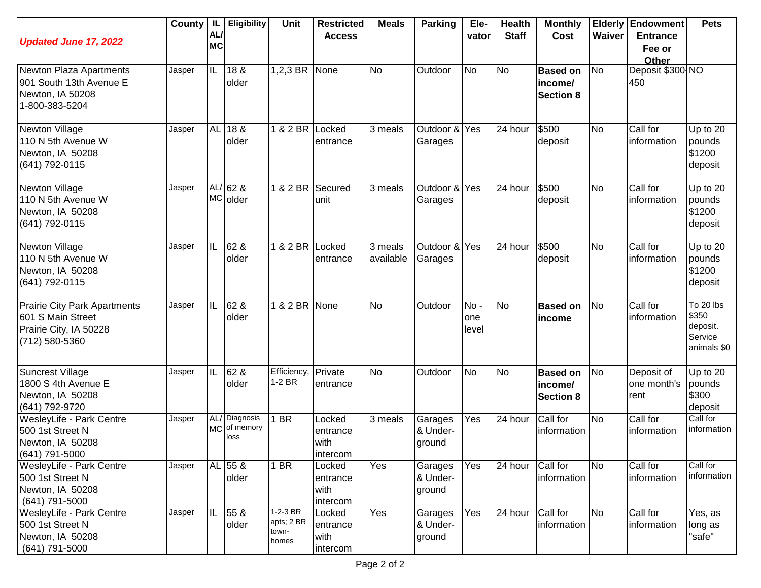| *Updated June 17, 2022* | County | IL AL/ MC | Eligibility | Unit | Restricted Access | Meals | Parking | Ele- vator | Health Staff | Monthly Cost | Elderly Waiver | Endowment Entrance Fee or Other | Pets |
|---|---|---|---|---|---|---|---|---|---|---|---|---|---|
| Newton Plaza Apartments 901 South 13th Avenue E Newton, IA 50208 1-800-383-5204 | Jasper | IL | 18 & older | 1,2,3 BR | None | No | Outdoor | No | No | **Based on income/ Section 8** | No | Deposit $300-450 | NO |
| Newton Village 110 N 5th Avenue W Newton, IA 50208 (641) 792-0115 | Jasper | AL | 18 & older | 1 & 2 BR | Locked entrance | 3 meals | Outdoor & Garages | Yes | 24 hour | $500 deposit | No | Call for information | Up to 20 pounds $1200 deposit |
| Newton Village 110 N 5th Avenue W Newton, IA 50208 (641) 792-0115 | Jasper | AL/ MC | 62 & older | 1 & 2 BR | Secured unit | 3 meals | Outdoor & Garages | Yes | 24 hour | $500 deposit | No | Call for information | Up to 20 pounds $1200 deposit |
| Newton Village 110 N 5th Avenue W Newton, IA 50208 (641) 792-0115 | Jasper | IL | 62 & older | 1 & 2 BR | Locked entrance | 3 meals available | Outdoor & Garages | Yes | 24 hour | $500 deposit | No | Call for information | Up to 20 pounds $1200 deposit |
| Prairie City Park Apartments 601 S Main Street Prairie City, IA 50228 (712) 580-5360 | Jasper | IL | 62 & older | 1 & 2 BR | None | No | Outdoor | No - one level | No | **Based on income** | No | Call for information | To 20 lbs $350 deposit. Service animals $0 |
| Suncrest Village 1800 S 4th Avenue E Newton, IA 50208 (641) 792-9720 | Jasper | IL | 62 & older | Efficiency, 1-2 BR | Private entrance | No | Outdoor | No | No | **Based on income/ Section 8** | No | Deposit of one month's rent | Up to 20 pounds $300 deposit |
| WesleyLife - Park Centre 500 1st Street N Newton, IA 50208 (641) 791-5000 | Jasper | AL/ MC | Diagnosis of memory loss | 1 BR | Locked entrance with intercom | 3 meals | Garages & Under-ground | Yes | 24 hour | Call for information | No | Call for information | Call for information |
| WesleyLife - Park Centre 500 1st Street N Newton, IA 50208 (641) 791-5000 | Jasper | AL | 55 & older | 1 BR | Locked entrance with intercom | Yes | Garages & Under-ground | Yes | 24 hour | Call for information | No | Call for information | Call for information |
| WesleyLife - Park Centre 500 1st Street N Newton, IA 50208 (641) 791-5000 | Jasper | IL | 55 & older | 1-2-3 BR apts; 2 BR town-homes | Locked entrance with intercom | Yes | Garages & Under-ground | Yes | 24 hour | Call for information | No | Call for information | Yes, as long as "safe" |